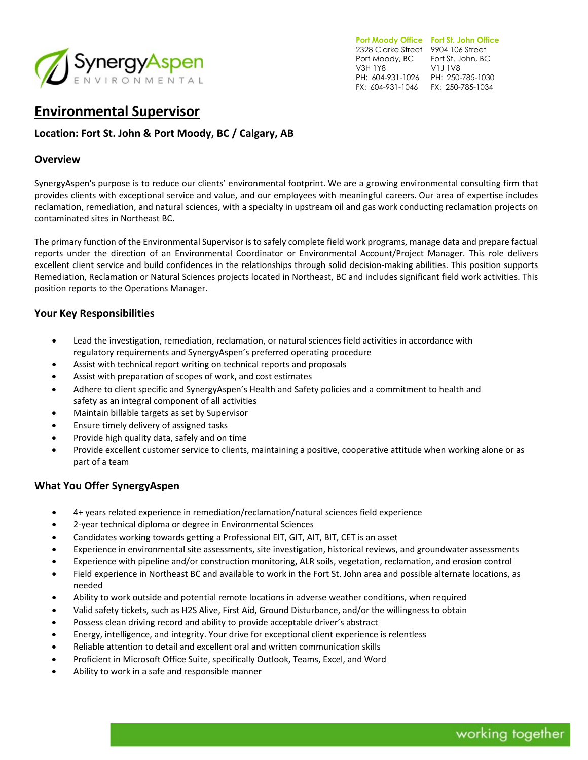SynergyAspen ENVIRONMENTAL

**Port Moody Office**
2328 Clarke Street
Port Moody, BC
V3H 1Y8
PH: 604-931-1026
FX: 604-931-1046

**Fort St. John Office**
9904 106 Street
Fort St. John, BC
V1J 1V8
PH: 250-785-1030
FX: 250-785-1034

# Environmental Supervisor

### Location: Fort St. John & Port Moody, BC / Calgary, AB

## Overview

SynergyAspen's purpose is to reduce our clients' environmental footprint. We are a growing environmental consulting firm that provides clients with exceptional service and value, and our employees with meaningful careers. Our area of expertise includes reclamation, remediation, and natural sciences, with a specialty in upstream oil and gas work conducting reclamation projects on contaminated sites in Northeast BC.

The primary function of the Environmental Supervisor is to safely complete field work programs, manage data and prepare factual reports under the direction of an Environmental Coordinator or Environmental Account/Project Manager. This role delivers excellent client service and build confidences in the relationships through solid decision-making abilities. This position supports Remediation, Reclamation or Natural Sciences projects located in Northeast, BC and includes significant field work activities. This position reports to the Operations Manager.

## Your Key Responsibilities

- Lead the investigation, remediation, reclamation, or natural sciences field activities in accordance with regulatory requirements and SynergyAspen's preferred operating procedure
- Assist with technical report writing on technical reports and proposals
- Assist with preparation of scopes of work, and cost estimates
- Adhere to client specific and SynergyAspen's Health and Safety policies and a commitment to health and safety as an integral component of all activities
- Maintain billable targets as set by Supervisor
- Ensure timely delivery of assigned tasks
- Provide high quality data, safely and on time
- Provide excellent customer service to clients, maintaining a positive, cooperative attitude when working alone or as part of a team

## What You Offer SynergyAspen

- 4+ years related experience in remediation/reclamation/natural sciences field experience
- 2-year technical diploma or degree in Environmental Sciences
- Candidates working towards getting a Professional EIT, GIT, AIT, BIT, CET is an asset
- Experience in environmental site assessments, site investigation, historical reviews, and groundwater assessments
- Experience with pipeline and/or construction monitoring, ALR soils, vegetation, reclamation, and erosion control
- Field experience in Northeast BC and available to work in the Fort St. John area and possible alternate locations, as needed
- Ability to work outside and potential remote locations in adverse weather conditions, when required
- Valid safety tickets, such as H2S Alive, First Aid, Ground Disturbance, and/or the willingness to obtain
- Possess clean driving record and ability to provide acceptable driver's abstract
- Energy, intelligence, and integrity. Your drive for exceptional client experience is relentless
- Reliable attention to detail and excellent oral and written communication skills
- Proficient in Microsoft Office Suite, specifically Outlook, Teams, Excel, and Word
- Ability to work in a safe and responsible manner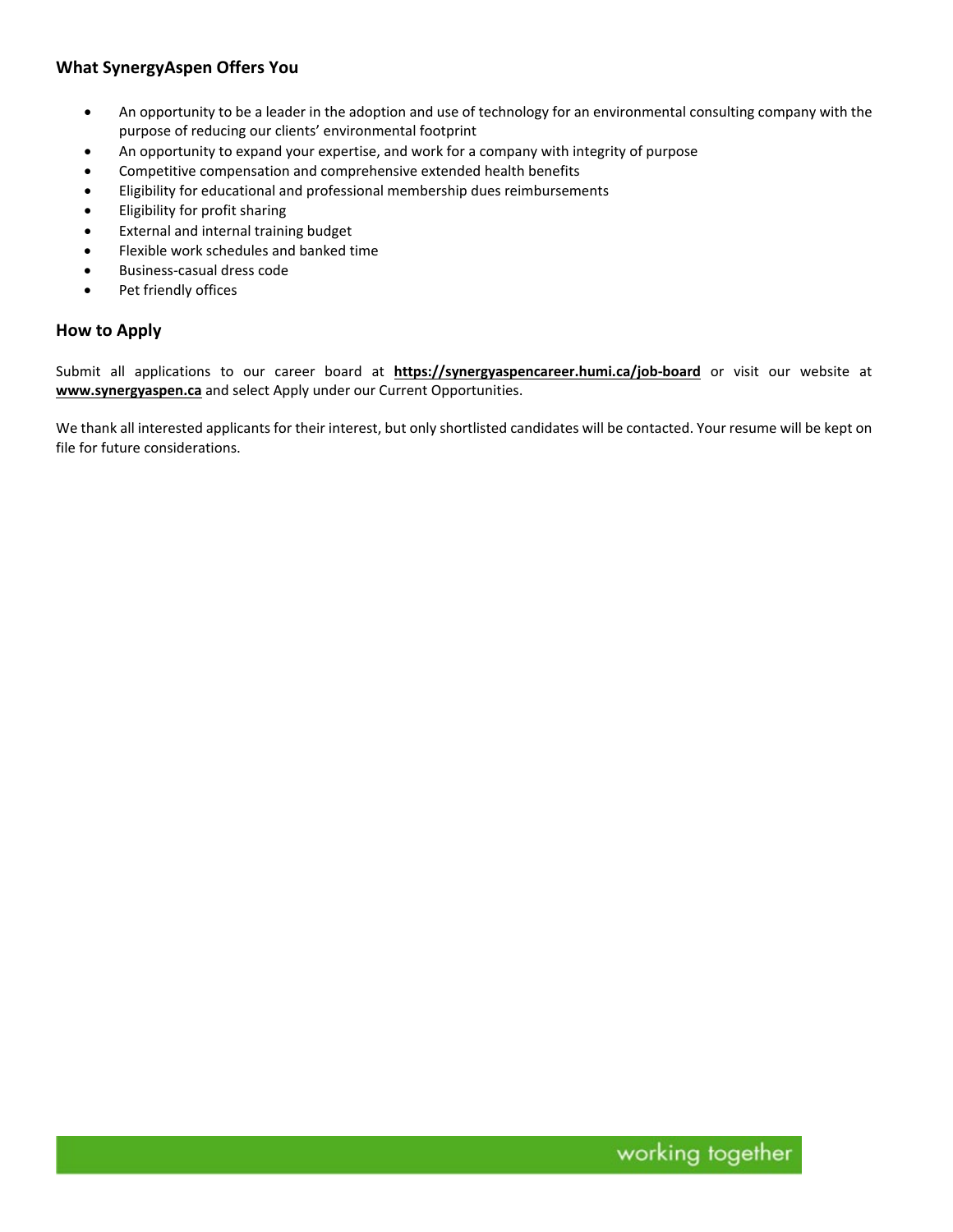## What SynergyAspen Offers You

- An opportunity to be a leader in the adoption and use of technology for an environmental consulting company with the purpose of reducing our clients' environmental footprint
- An opportunity to expand your expertise, and work for a company with integrity of purpose
- Competitive compensation and comprehensive extended health benefits
- Eligibility for educational and professional membership dues reimbursements
- Eligibility for profit sharing
- External and internal training budget
- Flexible work schedules and banked time
- Business-casual dress code
- Pet friendly offices

## How to Apply

Submit all applications to our career board at **https://synergyaspencareer.humi.ca/job-board** or visit our website at **www.synergyaspen.ca** and select Apply under our Current Opportunities.

We thank all interested applicants for their interest, but only shortlisted candidates will be contacted. Your resume will be kept on file for future considerations.

working together